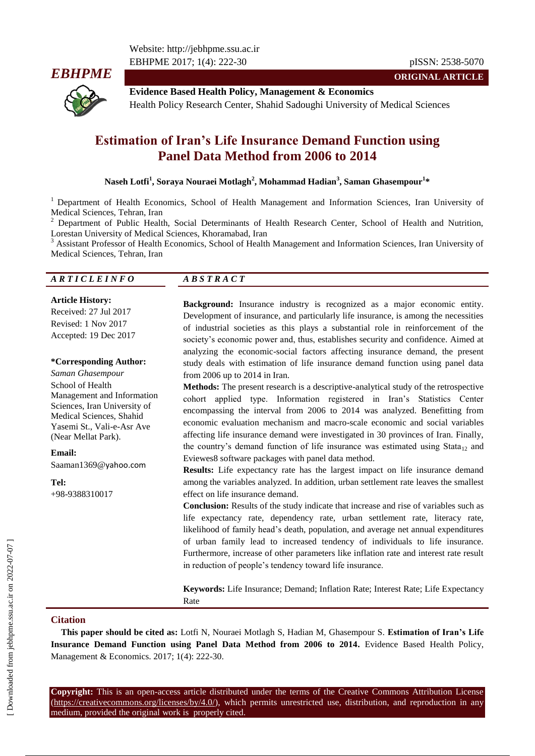**ORIGINAL ARTICLE**

**Evidence Based Health Policy, Management & Economics**
Health Policy Research Center, Shahid Sadoughi University of Medical Sciences

# Estimation of Iran's Life Insurance Demand Function using Panel Data Method from 2006 to 2014

**Naseh Lotfi[1], Soraya Nouraei Motlagh[2], Mohammad Hadian[3], Saman Ghasempour[1]***

[1] Department of Health Economics, School of Health Management and Information Sciences, Iran University of Medical Sciences, Tehran, Iran
[2] Department of Public Health, Social Determinants of Health Research Center, School of Health and Nutrition, Lorestan University of Medical Sciences, Khoramabad, Iran
[3] Assistant Professor of Health Economics, School of Health Management and Information Sciences, Iran University of Medical Sciences, Tehran, Iran

## ARTICLE INFO

**Article History:**
Received: 27 Jul 2017
Revised: 1 Nov 2017
Accepted: 19 Dec 2017

**\*Corresponding Author:**
*Saman Ghasempour*
School of Health Management and Information Sciences, Iran University of Medical Sciences, Shahid Yasemi St., Vali-e-Asr Ave (Near Mellat Park).

**Email:**
Saaman1369@yahoo.com

**Tel:**
+98-9388310017

## ABSTRACT

**Background:** Insurance industry is recognized as a major economic entity. Development of insurance, and particularly life insurance, is among the necessities of industrial societies as this plays a substantial role in reinforcement of the society's economic power and, thus, establishes security and confidence. Aimed at analyzing the economic-social factors affecting insurance demand, the present study deals with estimation of life insurance demand function using panel data from 2006 up to 2014 in Iran.

**Methods:** The present research is a descriptive-analytical study of the retrospective cohort applied type. Information registered in Iran's Statistics Center encompassing the interval from 2006 to 2014 was analyzed. Benefitting from economic evaluation mechanism and macro-scale economic and social variables affecting life insurance demand were investigated in 30 provinces of Iran. Finally, the country's demand function of life insurance was estimated using $Stata_{12}$ and Eviewes8 software packages with panel data method.

**Results:** Life expectancy rate has the largest impact on life insurance demand among the variables analyzed. In addition, urban settlement rate leaves the smallest effect on life insurance demand.

**Conclusion:** Results of the study indicate that increase and rise of variables such as life expectancy rate, dependency rate, urban settlement rate, literacy rate, likelihood of family head's death, population, and average net annual expenditures of urban family lead to increased tendency of individuals to life insurance. Furthermore, increase of other parameters like inflation rate and interest rate result in reduction of people's tendency toward life insurance.

**Keywords:** Life Insurance; Demand; Inflation Rate; Interest Rate; Life Expectancy Rate

## Citation

**This paper should be cited as:** Lotfi N, Nouraei Motlagh S, Hadian M, Ghasempour S. **Estimation of Iran's Life Insurance Demand Function using Panel Data Method from 2006 to 2014.** Evidence Based Health Policy, Management & Economics. 2017; 1(4): 222-30.

**Copyright:** This is an open-access article distributed under the terms of the Creative Commons Attribution License (https://creativecommons.org/licenses/by/4.0/), which permits unrestricted use, distribution, and reproduction in any medium, provided the original work is properly cited.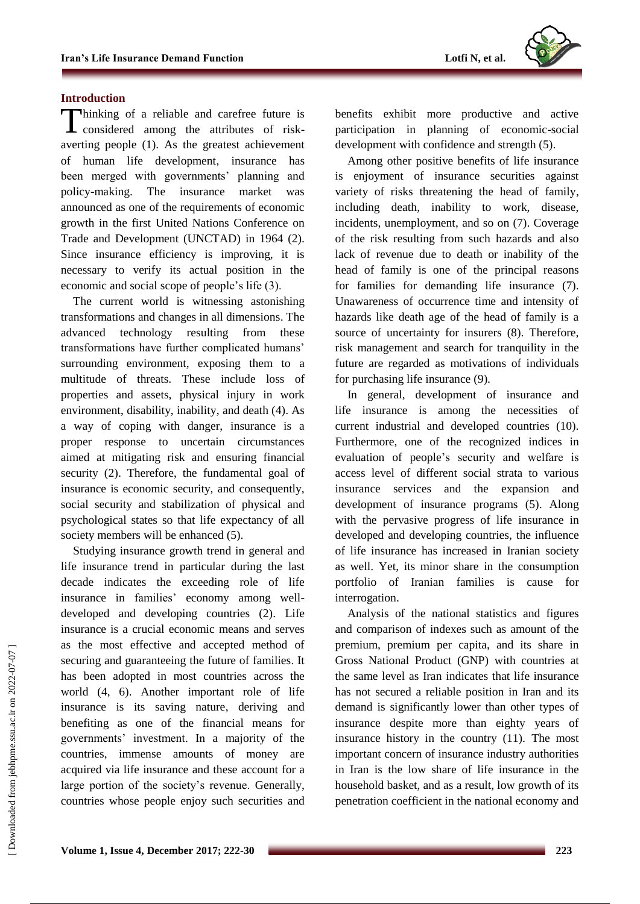## Introduction

Thinking of a reliable and carefree future is considered among the attributes of risk-averting people (1). As the greatest achievement of human life development, insurance has been merged with governments' planning and policy-making. The insurance market was announced as one of the requirements of economic growth in the first United Nations Conference on Trade and Development (UNCTAD) in 1964 (2). Since insurance efficiency is improving, it is necessary to verify its actual position in the economic and social scope of people's life (3).

The current world is witnessing astonishing transformations and changes in all dimensions. The advanced technology resulting from these transformations have further complicated humans' surrounding environment, exposing them to a multitude of threats. These include loss of properties and assets, physical injury in work environment, disability, inability, and death (4). As a way of coping with danger, insurance is a proper response to uncertain circumstances aimed at mitigating risk and ensuring financial security (2). Therefore, the fundamental goal of insurance is economic security, and consequently, social security and stabilization of physical and psychological states so that life expectancy of all society members will be enhanced (5).

Studying insurance growth trend in general and life insurance trend in particular during the last decade indicates the exceeding role of life insurance in families' economy among well-developed and developing countries (2). Life insurance is a crucial economic means and serves as the most effective and accepted method of securing and guaranteeing the future of families. It has been adopted in most countries across the world (4, 6). Another important role of life insurance is its saving nature, deriving and benefiting as one of the financial means for governments' investment. In a majority of the countries, immense amounts of money are acquired via life insurance and these account for a large portion of the society's revenue. Generally, countries whose people enjoy such securities and benefits exhibit more productive and active participation in planning of economic-social development with confidence and strength (5).

Among other positive benefits of life insurance is enjoyment of insurance securities against variety of risks threatening the head of family, including death, inability to work, disease, incidents, unemployment, and so on (7). Coverage of the risk resulting from such hazards and also lack of revenue due to death or inability of the head of family is one of the principal reasons for families for demanding life insurance (7). Unawareness of occurrence time and intensity of hazards like death age of the head of family is a source of uncertainty for insurers (8). Therefore, risk management and search for tranquility in the future are regarded as motivations of individuals for purchasing life insurance (9).

In general, development of insurance and life insurance is among the necessities of current industrial and developed countries (10). Furthermore, one of the recognized indices in evaluation of people's security and welfare is access level of different social strata to various insurance services and the expansion and development of insurance programs (5). Along with the pervasive progress of life insurance in developed and developing countries, the influence of life insurance has increased in Iranian society as well. Yet, its minor share in the consumption portfolio of Iranian families is cause for interrogation.

Analysis of the national statistics and figures and comparison of indexes such as amount of the premium, premium per capita, and its share in Gross National Product (GNP) with countries at the same level as Iran indicates that life insurance has not secured a reliable position in Iran and its demand is significantly lower than other types of insurance despite more than eighty years of insurance history in the country (11). The most important concern of insurance industry authorities in Iran is the low share of life insurance in the household basket, and as a result, low growth of its penetration coefficient in the national economy and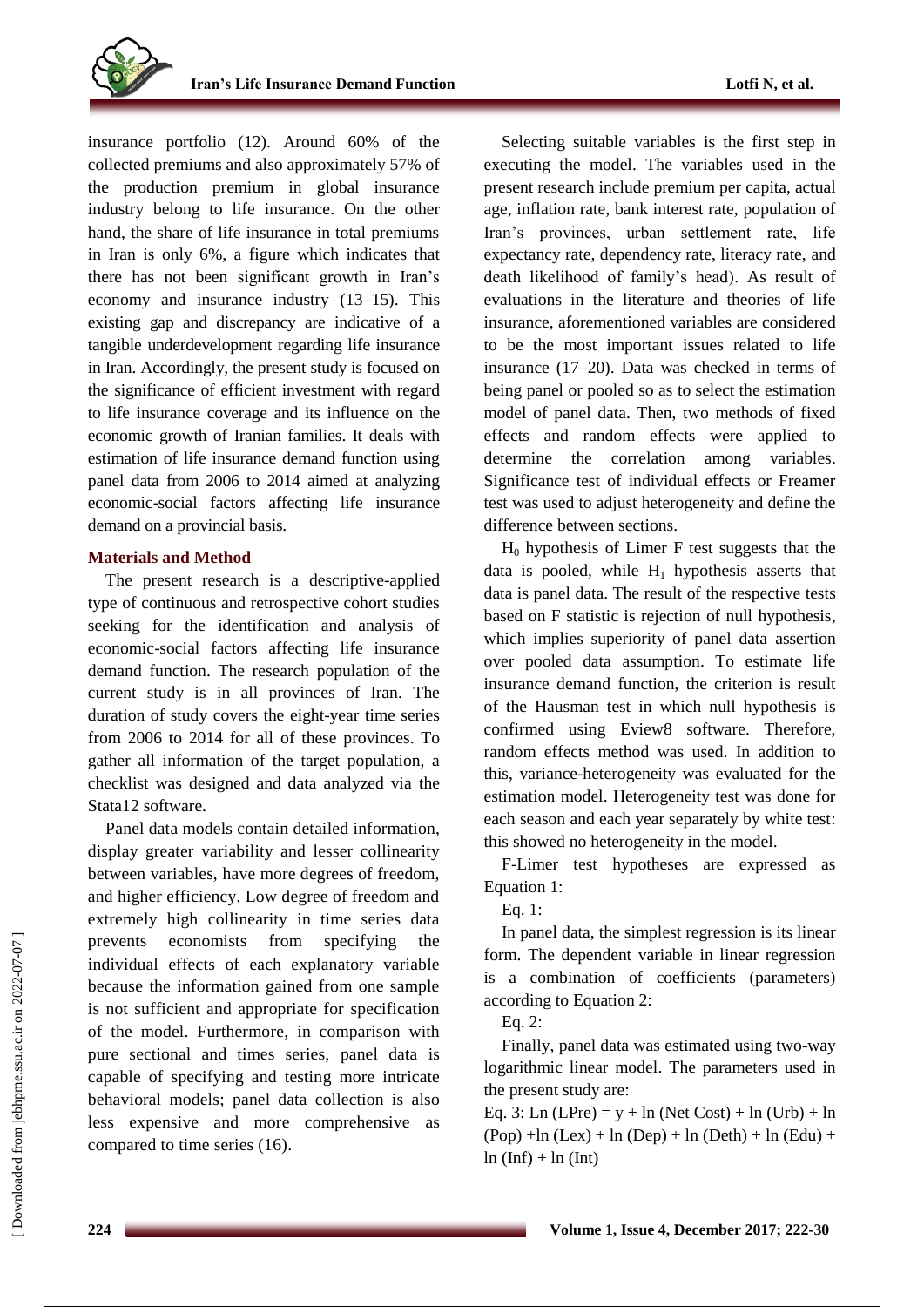insurance portfolio (12). Around 60% of the collected premiums and also approximately 57% of the production premium in global insurance industry belong to life insurance. On the other hand, the share of life insurance in total premiums in Iran is only 6%, a figure which indicates that there has not been significant growth in Iran's economy and insurance industry (13–15). This existing gap and discrepancy are indicative of a tangible underdevelopment regarding life insurance in Iran. Accordingly, the present study is focused on the significance of efficient investment with regard to life insurance coverage and its influence on the economic growth of Iranian families. It deals with estimation of life insurance demand function using panel data from 2006 to 2014 aimed at analyzing economic-social factors affecting life insurance demand on a provincial basis.

## Materials and Method

The present research is a descriptive-applied type of continuous and retrospective cohort studies seeking for the identification and analysis of economic-social factors affecting life insurance demand function. The research population of the current study is in all provinces of Iran. The duration of study covers the eight-year time series from 2006 to 2014 for all of these provinces. To gather all information of the target population, a checklist was designed and data analyzed via the Stata12 software.

Panel data models contain detailed information, display greater variability and lesser collinearity between variables, have more degrees of freedom, and higher efficiency. Low degree of freedom and extremely high collinearity in time series data prevents economists from specifying the individual effects of each explanatory variable because the information gained from one sample is not sufficient and appropriate for specification of the model. Furthermore, in comparison with pure sectional and times series, panel data is capable of specifying and testing more intricate behavioral models; panel data collection is also less expensive and more comprehensive as compared to time series (16).

Selecting suitable variables is the first step in executing the model. The variables used in the present research include premium per capita, actual age, inflation rate, bank interest rate, population of Iran's provinces, urban settlement rate, life expectancy rate, dependency rate, literacy rate, and death likelihood of family's head). As result of evaluations in the literature and theories of life insurance, aforementioned variables are considered to be the most important issues related to life insurance (17–20). Data was checked in terms of being panel or pooled so as to select the estimation model of panel data. Then, two methods of fixed effects and random effects were applied to determine the correlation among variables. Significance test of individual effects or Freamer test was used to adjust heterogeneity and define the difference between sections.

$H_0$ hypothesis of Limer F test suggests that the data is pooled, while $H_1$ hypothesis asserts that data is panel data. The result of the respective tests based on F statistic is rejection of null hypothesis, which implies superiority of panel data assertion over pooled data assumption. To estimate life insurance demand function, the criterion is result of the Hausman test in which null hypothesis is confirmed using Eview8 software. Therefore, random effects method was used. In addition to this, variance-heterogeneity was evaluated for the estimation model. Heterogeneity test was done for each season and each year separately by white test: this showed no heterogeneity in the model.

F-Limer test hypotheses are expressed as Equation 1:

Eq. 1:

In panel data, the simplest regression is its linear form. The dependent variable in linear regression is a combination of coefficients (parameters) according to Equation 2:

Eq. 2:

Finally, panel data was estimated using two-way logarithmic linear model. The parameters used in the present study are:

Eq. 3: $\ln(LPre) = y + \ln(Net\ Cost) + \ln(Urb) + \ln(Pop) + \ln(Lex) + \ln(Dep) + \ln(Deth) + \ln(Edu) + \ln(Inf) + \ln(Int)$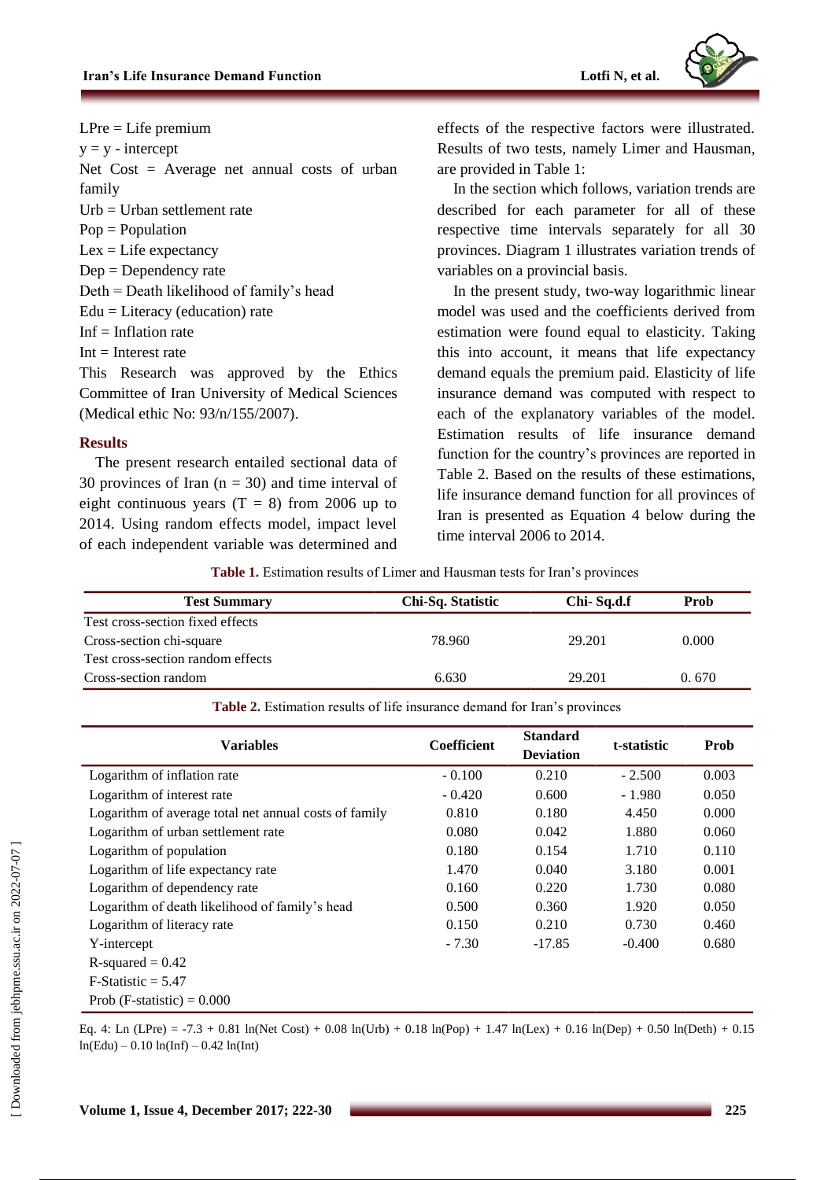LPre = Life premium

y = y - intercept

Net Cost = Average net annual costs of urban family

Urb = Urban settlement rate

Pop = Population

Lex = Life expectancy

Dep = Dependency rate

Deth = Death likelihood of family's head

Edu = Literacy (education) rate

Inf = Inflation rate

Int = Interest rate

This Research was approved by the Ethics Committee of Iran University of Medical Sciences (Medical ethic No: 93/n/155/2007).

## Results

The present research entailed sectional data of 30 provinces of Iran (n = 30) and time interval of eight continuous years (T = 8) from 2006 up to 2014. Using random effects model, impact level of each independent variable was determined and effects of the respective factors were illustrated. Results of two tests, namely Limer and Hausman, are provided in Table 1:

In the section which follows, variation trends are described for each parameter for all of these respective time intervals separately for all 30 provinces. Diagram 1 illustrates variation trends of variables on a provincial basis.

In the present study, two-way logarithmic linear model was used and the coefficients derived from estimation were found equal to elasticity. Taking this into account, it means that life expectancy demand equals the premium paid. Elasticity of life insurance demand was computed with respect to each of the explanatory variables of the model. Estimation results of life insurance demand function for the country's provinces are reported in Table 2. Based on the results of these estimations, life insurance demand function for all provinces of Iran is presented as Equation 4 below during the time interval 2006 to 2014.

**Table 1.** Estimation results of Limer and Hausman tests for Iran's provinces

| Test Summary | Chi-Sq. Statistic | Chi- Sq.d.f | Prob |
|---|---|---|---|
| Test cross-section fixed effects | | | |
| Cross-section chi-square | 78.960 | 29.201 | 0.000 |
| Test cross-section random effects | | | |
| Cross-section random | 6.630 | 29.201 | 0. 670 |

**Table 2.** Estimation results of life insurance demand for Iran's provinces

| Variables | Coefficient | Standard Deviation | t-statistic | Prob |
|---|---|---|---|---|
| Logarithm of inflation rate | - 0.100 | 0.210 | - 2.500 | 0.003 |
| Logarithm of interest rate | - 0.420 | 0.600 | - 1.980 | 0.050 |
| Logarithm of average total net annual costs of family | 0.810 | 0.180 | 4.450 | 0.000 |
| Logarithm of urban settlement rate | 0.080 | 0.042 | 1.880 | 0.060 |
| Logarithm of population | 0.180 | 0.154 | 1.710 | 0.110 |
| Logarithm of life expectancy rate | 1.470 | 0.040 | 3.180 | 0.001 |
| Logarithm of dependency rate | 0.160 | 0.220 | 1.730 | 0.080 |
| Logarithm of death likelihood of family's head | 0.500 | 0.360 | 1.920 | 0.050 |
| Logarithm of literacy rate | 0.150 | 0.210 | 0.730 | 0.460 |
| Y-intercept | - 7.30 | -17.85 | -0.400 | 0.680 |
| R-squared = 0.42 | | | | |
| F-Statistic = 5.47 | | | | |
| Prob (F-statistic) = 0.000 | | | | |

Eq. 4: $Ln\,(LPre) = -7.3 + 0.81\ ln(Net\ Cost) + 0.08\ ln(Urb) + 0.18\ ln(Pop) + 1.47\ ln(Lex) + 0.16\ ln(Dep) + 0.50\ ln(Deth) + 0.15\ ln(Edu) - 0.10\ ln(Inf) - 0.42\ ln(Int)$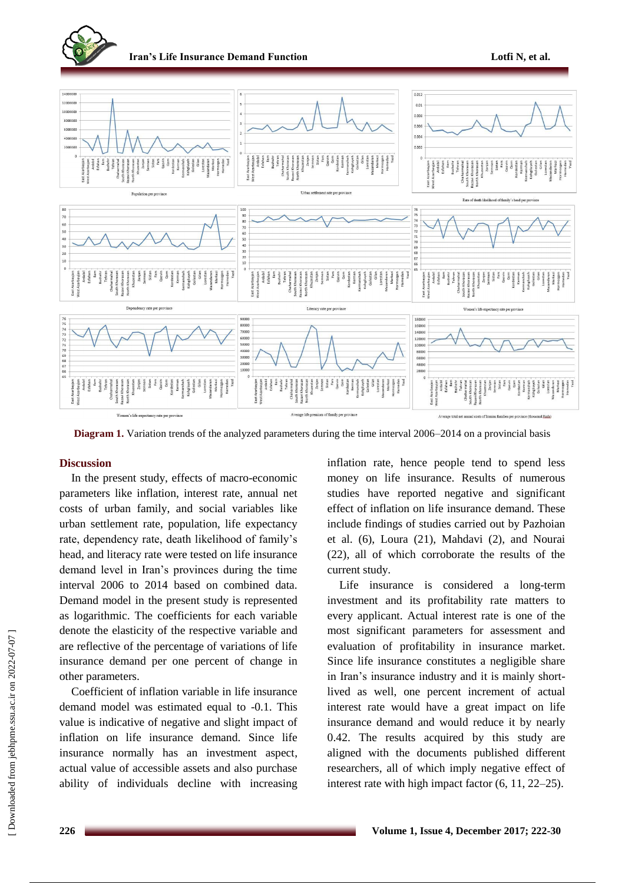**Diagram 1.** Variation trends of the analyzed parameters during the time interval 2006–2014 on a provincial basis

## Discussion

In the present study, effects of macro-economic parameters like inflation, interest rate, annual net costs of urban family, and social variables like urban settlement rate, population, life expectancy rate, dependency rate, death likelihood of family's head, and literacy rate were tested on life insurance demand level in Iran's provinces during the time interval 2006 to 2014 based on combined data. Demand model in the present study is represented as logarithmic. The coefficients for each variable denote the elasticity of the respective variable and are reflective of the percentage of variations of life insurance demand per one percent of change in other parameters.

Coefficient of inflation variable in life insurance demand model was estimated equal to -0.1. This value is indicative of negative and slight impact of inflation on life insurance demand. Since life insurance normally has an investment aspect, actual value of accessible assets and also purchase ability of individuals decline with increasing inflation rate, hence people tend to spend less money on life insurance. Results of numerous studies have reported negative and significant effect of inflation on life insurance demand. These include findings of studies carried out by Pazhoian et al. (6), Loura (21), Mahdavi (2), and Nourai (22), all of which corroborate the results of the current study.

Life insurance is considered a long-term investment and its profitability rate matters to every applicant. Actual interest rate is one of the most significant parameters for assessment and evaluation of profitability in insurance market. Since life insurance constitutes a negligible share in Iran's insurance industry and it is mainly short-lived as well, one percent increment of actual interest rate would have a great impact on life insurance demand and would reduce it by nearly 0.42. The results acquired by this study are aligned with the documents published different researchers, all of which imply negative effect of interest rate with high impact factor (6, 11, 22–25).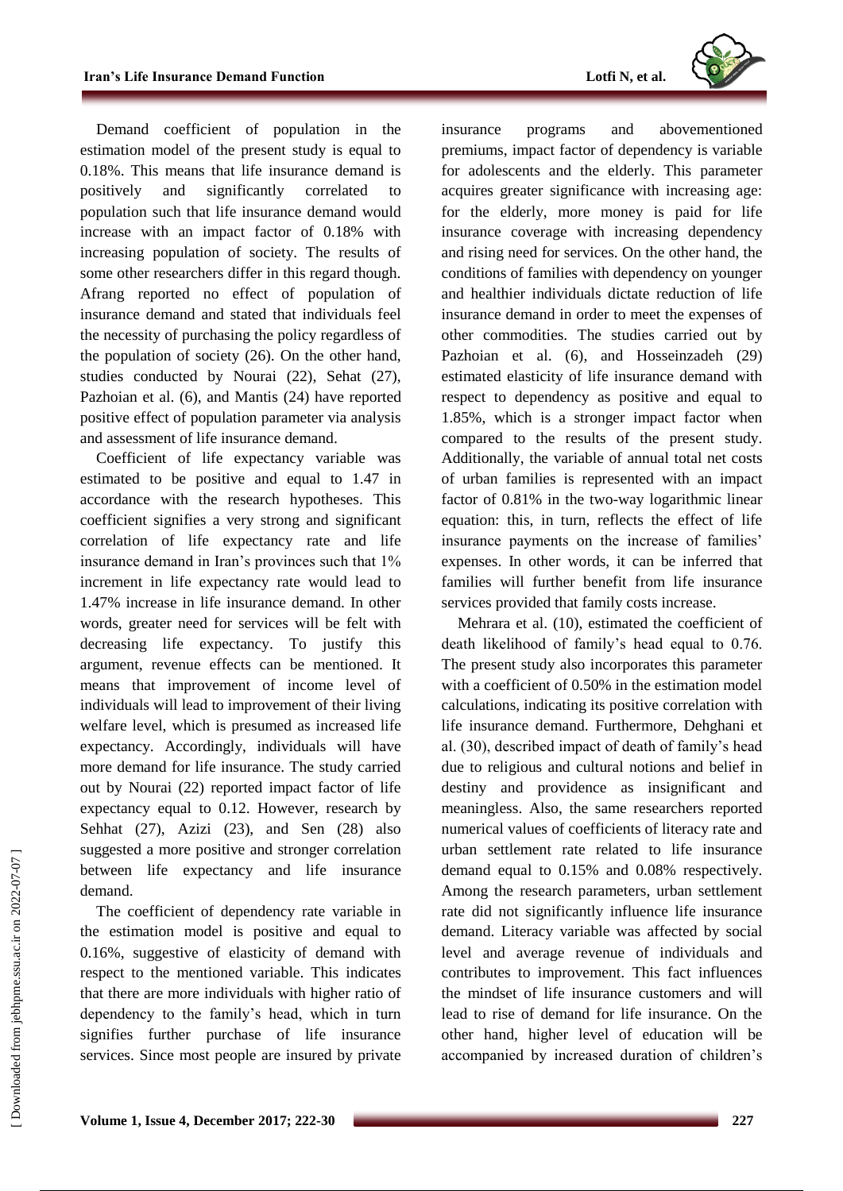Demand coefficient of population in the estimation model of the present study is equal to 0.18%. This means that life insurance demand is positively and significantly correlated to population such that life insurance demand would increase with an impact factor of 0.18% with increasing population of society. The results of some other researchers differ in this regard though. Afrang reported no effect of population of insurance demand and stated that individuals feel the necessity of purchasing the policy regardless of the population of society (26). On the other hand, studies conducted by Nourai (22), Sehat (27), Pazhoian et al. (6), and Mantis (24) have reported positive effect of population parameter via analysis and assessment of life insurance demand.

Coefficient of life expectancy variable was estimated to be positive and equal to 1.47 in accordance with the research hypotheses. This coefficient signifies a very strong and significant correlation of life expectancy rate and life insurance demand in Iran's provinces such that 1% increment in life expectancy rate would lead to 1.47% increase in life insurance demand. In other words, greater need for services will be felt with decreasing life expectancy. To justify this argument, revenue effects can be mentioned. It means that improvement of income level of individuals will lead to improvement of their living welfare level, which is presumed as increased life expectancy. Accordingly, individuals will have more demand for life insurance. The study carried out by Nourai (22) reported impact factor of life expectancy equal to 0.12. However, research by Sehhat (27), Azizi (23), and Sen (28) also suggested a more positive and stronger correlation between life expectancy and life insurance demand.

The coefficient of dependency rate variable in the estimation model is positive and equal to 0.16%, suggestive of elasticity of demand with respect to the mentioned variable. This indicates that there are more individuals with higher ratio of dependency to the family's head, which in turn signifies further purchase of life insurance services. Since most people are insured by private insurance programs and abovementioned premiums, impact factor of dependency is variable for adolescents and the elderly. This parameter acquires greater significance with increasing age: for the elderly, more money is paid for life insurance coverage with increasing dependency and rising need for services. On the other hand, the conditions of families with dependency on younger and healthier individuals dictate reduction of life insurance demand in order to meet the expenses of other commodities. The studies carried out by Pazhoian et al. (6), and Hosseinzadeh (29) estimated elasticity of life insurance demand with respect to dependency as positive and equal to 1.85%, which is a stronger impact factor when compared to the results of the present study. Additionally, the variable of annual total net costs of urban families is represented with an impact factor of 0.81% in the two-way logarithmic linear equation: this, in turn, reflects the effect of life insurance payments on the increase of families' expenses. In other words, it can be inferred that families will further benefit from life insurance services provided that family costs increase.

Mehrara et al. (10), estimated the coefficient of death likelihood of family's head equal to 0.76. The present study also incorporates this parameter with a coefficient of 0.50% in the estimation model calculations, indicating its positive correlation with life insurance demand. Furthermore, Dehghani et al. (30), described impact of death of family's head due to religious and cultural notions and belief in destiny and providence as insignificant and meaningless. Also, the same researchers reported numerical values of coefficients of literacy rate and urban settlement rate related to life insurance demand equal to 0.15% and 0.08% respectively. Among the research parameters, urban settlement rate did not significantly influence life insurance demand. Literacy variable was affected by social level and average revenue of individuals and contributes to improvement. This fact influences the mindset of life insurance customers and will lead to rise of demand for life insurance. On the other hand, higher level of education will be accompanied by increased duration of children's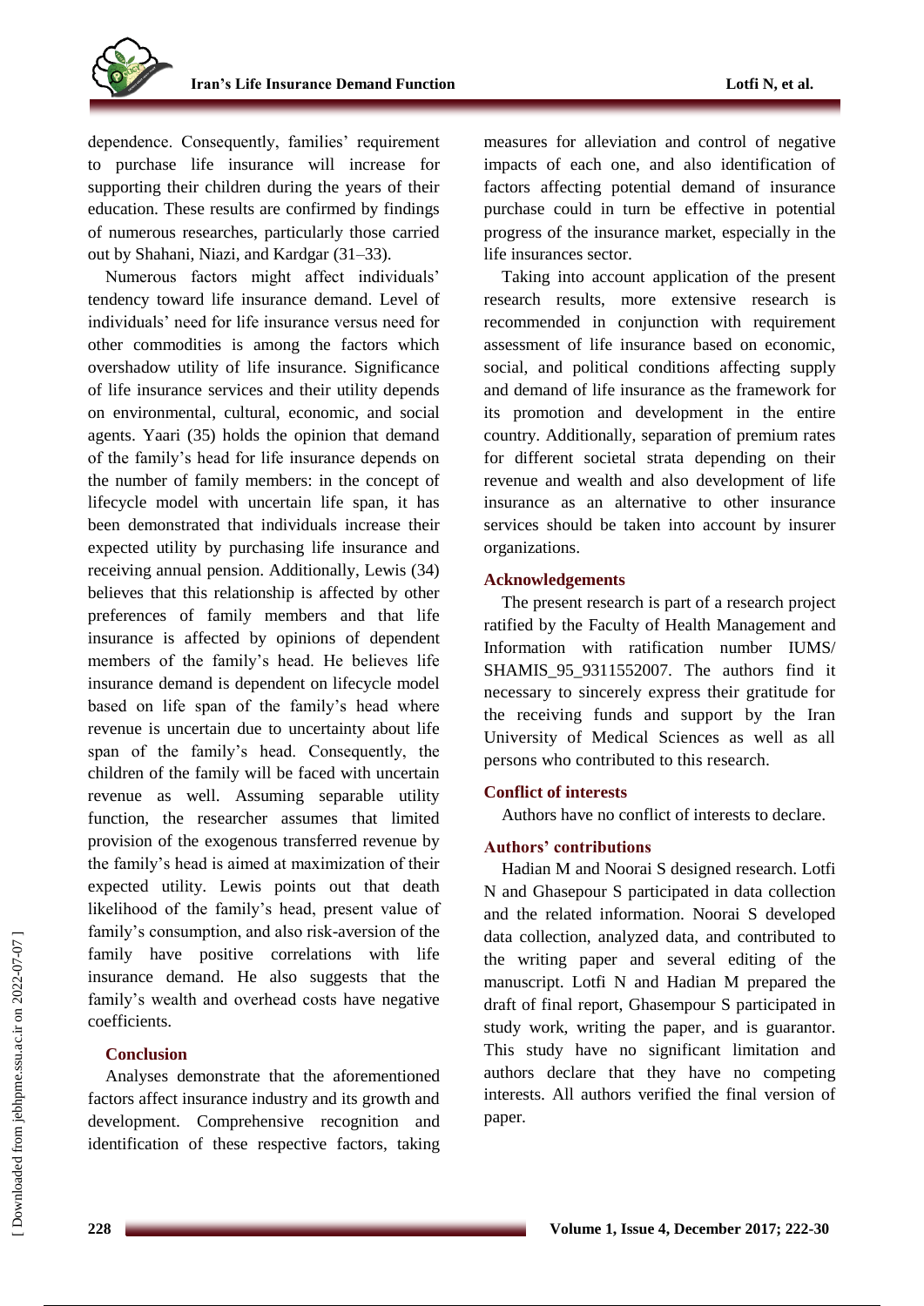dependence. Consequently, families' requirement to purchase life insurance will increase for supporting their children during the years of their education. These results are confirmed by findings of numerous researches, particularly those carried out by Shahani, Niazi, and Kardgar (31–33).

Numerous factors might affect individuals' tendency toward life insurance demand. Level of individuals' need for life insurance versus need for other commodities is among the factors which overshadow utility of life insurance. Significance of life insurance services and their utility depends on environmental, cultural, economic, and social agents. Yaari (35) holds the opinion that demand of the family's head for life insurance depends on the number of family members: in the concept of lifecycle model with uncertain life span, it has been demonstrated that individuals increase their expected utility by purchasing life insurance and receiving annual pension. Additionally, Lewis (34) believes that this relationship is affected by other preferences of family members and that life insurance is affected by opinions of dependent members of the family's head. He believes life insurance demand is dependent on lifecycle model based on life span of the family's head where revenue is uncertain due to uncertainty about life span of the family's head. Consequently, the children of the family will be faced with uncertain revenue as well. Assuming separable utility function, the researcher assumes that limited provision of the exogenous transferred revenue by the family's head is aimed at maximization of their expected utility. Lewis points out that death likelihood of the family's head, present value of family's consumption, and also risk-aversion of the family have positive correlations with life insurance demand. He also suggests that the family's wealth and overhead costs have negative coefficients.

## Conclusion

Analyses demonstrate that the aforementioned factors affect insurance industry and its growth and development. Comprehensive recognition and identification of these respective factors, taking measures for alleviation and control of negative impacts of each one, and also identification of factors affecting potential demand of insurance purchase could in turn be effective in potential progress of the insurance market, especially in the life insurances sector.

Taking into account application of the present research results, more extensive research is recommended in conjunction with requirement assessment of life insurance based on economic, social, and political conditions affecting supply and demand of life insurance as the framework for its promotion and development in the entire country. Additionally, separation of premium rates for different societal strata depending on their revenue and wealth and also development of life insurance as an alternative to other insurance services should be taken into account by insurer organizations.

## Acknowledgements

The present research is part of a research project ratified by the Faculty of Health Management and Information with ratification number IUMS/ SHAMIS_95_9311552007. The authors find it necessary to sincerely express their gratitude for the receiving funds and support by the Iran University of Medical Sciences as well as all persons who contributed to this research.

## Conflict of interests

Authors have no conflict of interests to declare.

## Authors' contributions

Hadian M and Noorai S designed research. Lotfi N and Ghasepour S participated in data collection and the related information. Noorai S developed data collection, analyzed data, and contributed to the writing paper and several editing of the manuscript. Lotfi N and Hadian M prepared the draft of final report, Ghasempour S participated in study work, writing the paper, and is guarantor. This study have no significant limitation and authors declare that they have no competing interests. All authors verified the final version of paper.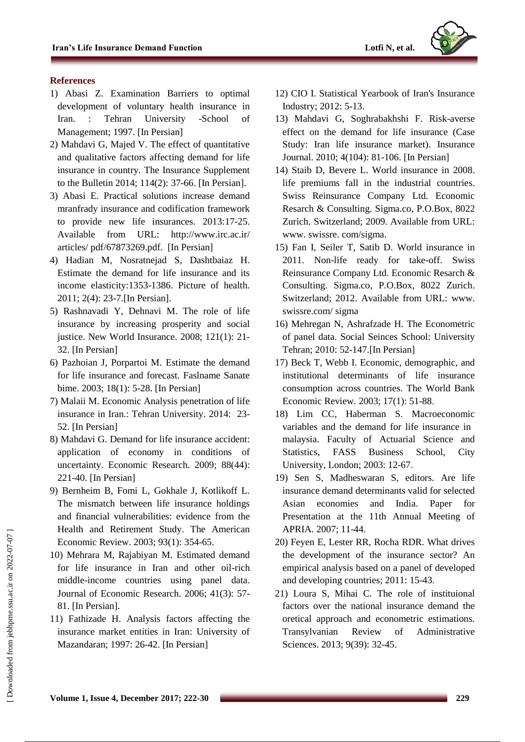### References

1) Abasi Z. Examination Barriers to optimal development of voluntary health insurance in Iran. : Tehran University -School of Management; 1997. [In Persian]
2) Mahdavi G, Majed V. The effect of quantitative and qualitative factors affecting demand for life insurance in country. The Insurance Supplement to the Bulletin 2014; 114(2): 37-66. [In Persian].
3) Abasi E. Practical solutions increase demand mranfrady insurance and codification framework to provide new life insurances. 2013:17-25. Available from URL: http://www.irc.ac.ir/ articles/ pdf/67873269.pdf. [In Persian]
4) Hadian M, Nosratnejad S, Dashtbaiaz H. Estimate the demand for life insurance and its income elasticity:1353-1386. Picture of health. 2011; 2(4): 23-7.[In Persian].
5) Rashnavadi Y, Dehnavi M. The role of life insurance by increasing prosperity and social justice. New World Insurance. 2008; 121(1): 21-32. [In Persian]
6) Pazhoian J, Porpartoi M. Estimate the demand for life insurance and forecast. Faslname Sanate bime. 2003; 18(1): 5-28. [In Persian]
7) Malaii M. Economic Analysis penetration of life insurance in Iran.: Tehran University. 2014: 23-52. [In Persian]
8) Mahdavi G. Demand for life insurance accident: application of economy in conditions of uncertainty. Economic Research. 2009; 88(44): 221-40. [In Persian]
9) Bernheim B, Fomi L, Gokhale J, Kotlikoff L. The mismatch between life insurance holdings and financial vulnerabilities: evidence from the Health and Retirement Study. The American Economic Review. 2003; 93(1): 354-65.
10) Mehrara M, Rajabiyan M. Estimated demand for life insurance in Iran and other oil-rich middle-income countries using panel data. Journal of Economic Research. 2006; 41(3): 57-81. [In Persian].
11) Fathizade H. Analysis factors affecting the insurance market entities in Iran: University of Mazandaran; 1997: 26-42. [In Persian]
12) CIO I. Statistical Yearbook of Iran's Insurance Industry; 2012: 5-13.
13) Mahdavi G, Soghrabakhshi F. Risk-averse effect on the demand for life insurance (Case Study: Iran life insurance market). Insurance Journal. 2010; 4(104): 81-106. [In Persian]
14) Staib D, Bevere L. World insurance in 2008. life premiums fall in the industrial countries. Swiss Reinsurance Company Ltd. Economic Resarch & Consulting. Sigma.co, P.O.Box, 8022 Zurich. Switzerland; 2009. Available from URL: www. swissre. com/sigma.
15) Fan I, Seiler T, Satib D. World insurance in 2011. Non-life ready for take-off. Swiss Reinsurance Company Ltd. Economic Resarch & Consulting. Sigma.co, P.O.Box, 8022 Zurich. Switzerland; 2012. Available from URL: www. swissre.com/ sigma
16) Mehregan N, Ashrafzade H. The Econometric of panel data. Social Seinces School: University Tehran; 2010: 52-147.[In Persian]
17) Beck T, Webb I. Economic, demographic, and institutional determinants of life insurance consumption across countries. The World Bank Economic Review. 2003; 17(1): 51-88.
18) Lim CC, Haberman S. Macroeconomic variables and the demand for life insurance in malaysia. Faculty of Actuarial Science and Statistics, FASS Business School, City University, London; 2003: 12-67.
19) Sen S, Madheswaran S, editors. Are life insurance demand determinants valid for selected Asian economies and India. Paper for Presentation at the 11th Annual Meeting of APRIA. 2007; 11-44.
20) Feyen E, Lester RR, Rocha RDR. What drives the development of the insurance sector? An empirical analysis based on a panel of developed and developing countries; 2011: 15-43.
21) Loura S, Mihai C. The role of instituional factors over the national insurance demand the oretical approach and econometric estimations. Transylvanian Review of Administrative Sciences. 2013; 9(39): 32-45.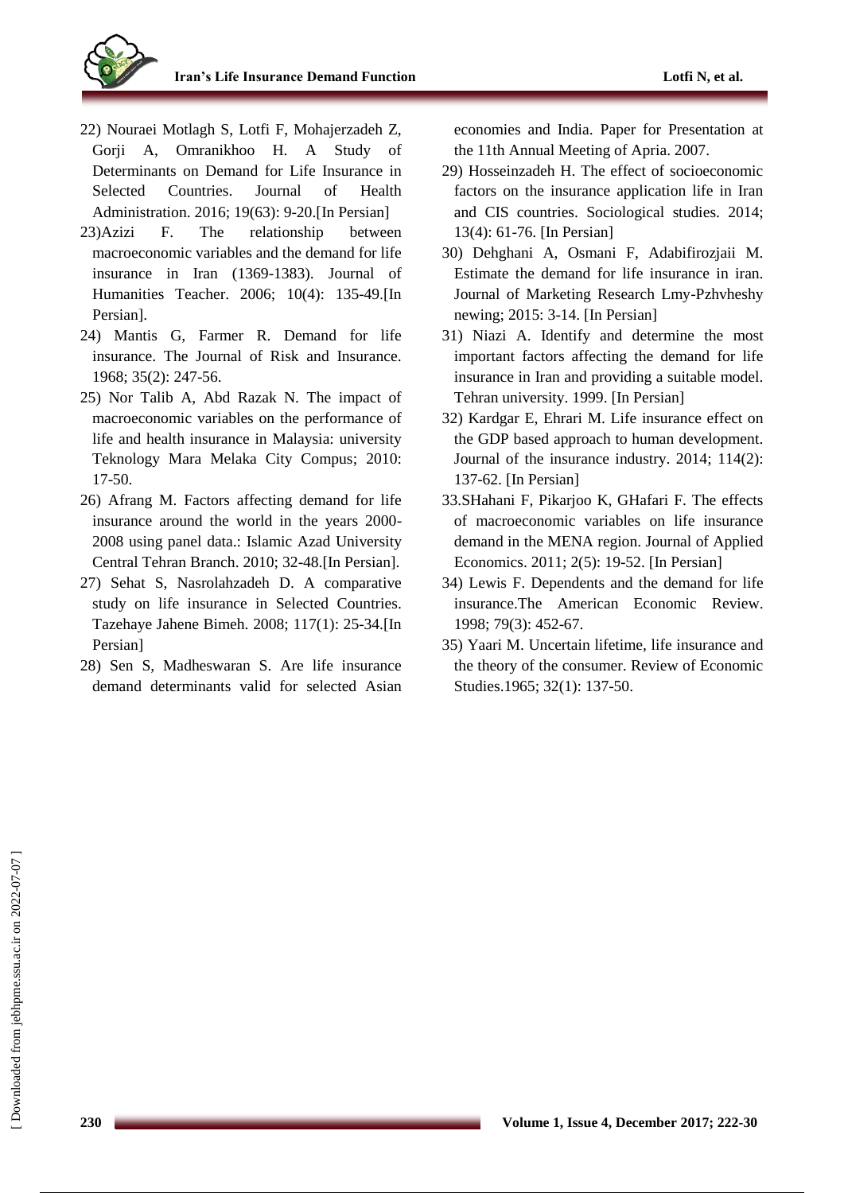22) Nouraei Motlagh S, Lotfi F, Mohajerzadeh Z, Gorji A, Omranikhoo H. A Study of Determinants on Demand for Life Insurance in Selected Countries. Journal of Health Administration. 2016; 19(63): 9-20.[In Persian]

23)Azizi F. The relationship between macroeconomic variables and the demand for life insurance in Iran (1369-1383). Journal of Humanities Teacher. 2006; 10(4): 135-49.[In Persian].

24) Mantis G, Farmer R. Demand for life insurance. The Journal of Risk and Insurance. 1968; 35(2): 247-56.

25) Nor Talib A, Abd Razak N. The impact of macroeconomic variables on the performance of life and health insurance in Malaysia: university Teknology Mara Melaka City Compus; 2010: 17-50.

26) Afrang M. Factors affecting demand for life insurance around the world in the years 2000-2008 using panel data.: Islamic Azad University Central Tehran Branch. 2010; 32-48.[In Persian].

27) Sehat S, Nasrolahzadeh D. A comparative study on life insurance in Selected Countries. Tazehaye Jahene Bimeh. 2008; 117(1): 25-34.[In Persian]

28) Sen S, Madheswaran S. Are life insurance demand determinants valid for selected Asian economies and India. Paper for Presentation at the 11th Annual Meeting of Apria. 2007.

29) Hosseinzadeh H. The effect of socioeconomic factors on the insurance application life in Iran and CIS countries. Sociological studies. 2014; 13(4): 61-76. [In Persian]

30) Dehghani A, Osmani F, Adabifirozjaii M. Estimate the demand for life insurance in iran. Journal of Marketing Research Lmy-Pzhvheshy newing; 2015: 3-14. [In Persian]

31) Niazi A. Identify and determine the most important factors affecting the demand for life insurance in Iran and providing a suitable model. Tehran university. 1999. [In Persian]

32) Kardgar E, Ehrari M. Life insurance effect on the GDP based approach to human development. Journal of the insurance industry. 2014; 114(2): 137-62. [In Persian]

33.SHahani F, Pikarjoo K, GHafari F. The effects of macroeconomic variables on life insurance demand in the MENA region. Journal of Applied Economics. 2011; 2(5): 19-52. [In Persian]

34) Lewis F. Dependents and the demand for life insurance.The American Economic Review. 1998; 79(3): 452-67.

35) Yaari M. Uncertain lifetime, life insurance and the theory of the consumer. Review of Economic Studies.1965; 32(1): 137-50.